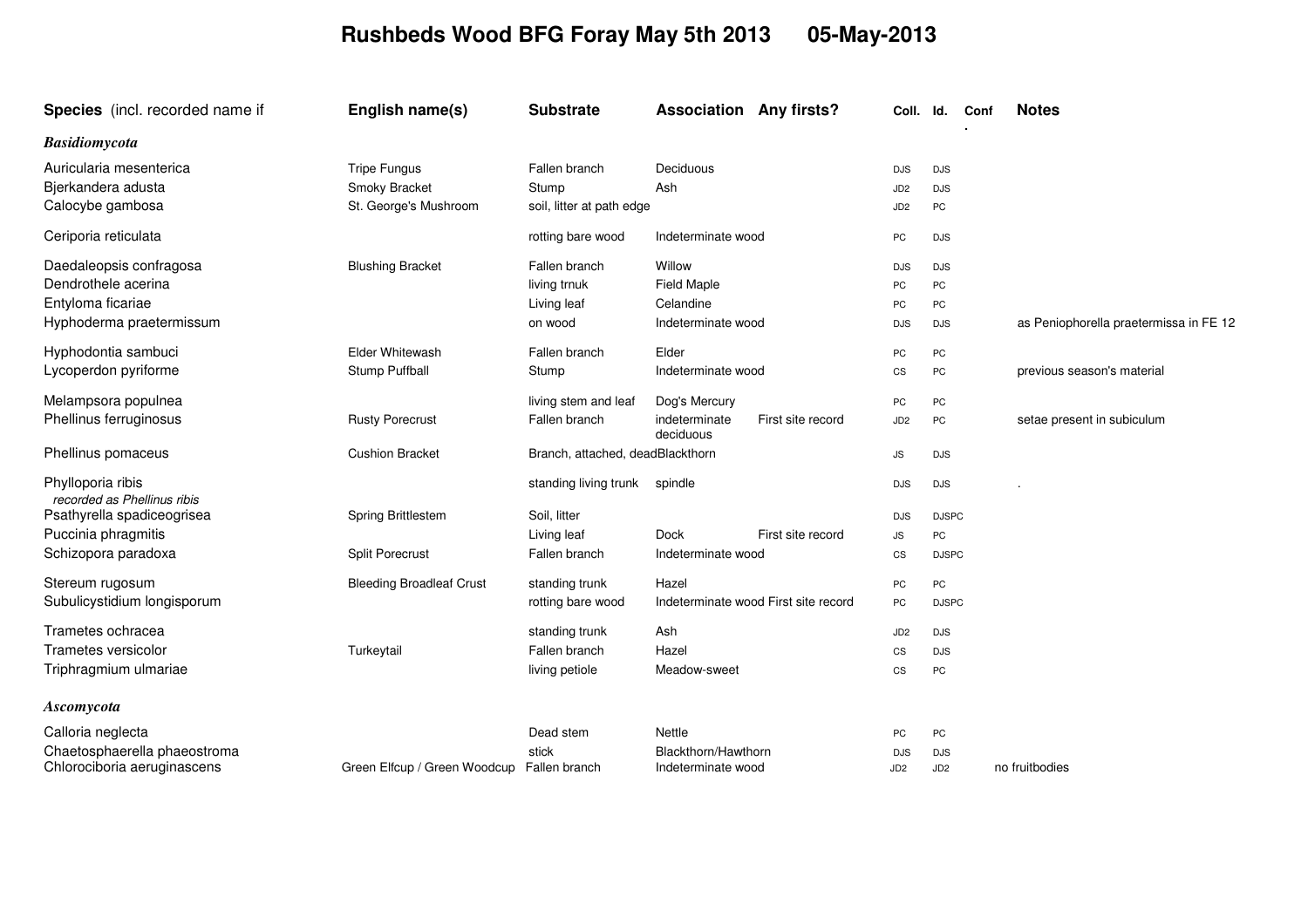# Rushbeds Wood BFG Foray May 5th 2013 05-May-2013

| Species (incl. recorded name if | English name(s) | Substrate | Association | Any firsts? | Coll. | Id. | Conf. | Notes |
|---|---|---|---|---|---|---|---|---|
| ***Basidiomycota*** | | | | | | | | |
| Auricularia mesenterica | Tripe Fungus | Fallen branch | Deciduous | | DJS | DJS | | |
| Bjerkandera adusta | Smoky Bracket | Stump | Ash | | JD2 | DJS | | |
| Calocybe gambosa | St. George's Mushroom | soil, litter at path edge | | | JD2 | PC | | |
| Ceriporia reticulata | | rotting bare wood | Indeterminate wood | | PC | DJS | | |
| Daedaleopsis confragosa | Blushing Bracket | Fallen branch | Willow | | DJS | DJS | | |
| Dendrothele acerina | | living trnuk | Field Maple | | PC | PC | | |
| Entyloma ficariae | | Living leaf | Celandine | | PC | PC | | |
| Hyphoderma praetermissum | | on wood | Indeterminate wood | | DJS | DJS | | as Peniophorella praetermissa in FE 12 |
| Hyphodontia sambuci | Elder Whitewash | Fallen branch | Elder | | PC | PC | | |
| Lycoperdon pyriforme | Stump Puffball | Stump | Indeterminate wood | | CS | PC | | previous season's material |
| Melampsora populnea | | living stem and leaf | Dog's Mercury | | PC | PC | | |
| Phellinus ferruginosus | Rusty Porecrust | Fallen branch | indeterminate deciduous | First site record | JD2 | PC | | setae present in subiculum |
| Phellinus pomaceus | Cushion Bracket | Branch, attached, dead | Blackthorn | | JS | DJS | | |
| Phylloporia ribis *recorded as Phellinus ribis* | | standing living trunk | spindle | | DJS | DJS | | . |
| Psathyrella spadiceogrisea | Spring Brittlestem | Soil, litter | | | DJS | DJSPC | | |
| Puccinia phragmitis | | Living leaf | Dock | First site record | JS | PC | | |
| Schizopora paradoxa | Split Porecrust | Fallen branch | Indeterminate wood | | CS | DJSPC | | |
| Stereum rugosum | Bleeding Broadleaf Crust | standing trunk | Hazel | | PC | PC | | |
| Subulicystidium longisporum | | rotting bare wood | Indeterminate wood | First site record | PC | DJSPC | | |
| Trametes ochracea | | standing trunk | Ash | | JD2 | DJS | | |
| Trametes versicolor | Turkeytail | Fallen branch | Hazel | | CS | DJS | | |
| Triphragmium ulmariae | | living petiole | Meadow-sweet | | CS | PC | | |
| ***Ascomycota*** | | | | | | | | |
| Calloria neglecta | | Dead stem | Nettle | | PC | PC | | |
| Chaetosphaerella phaeostroma | | stick | Blackthorn/Hawthorn | | DJS | DJS | | |
| Chlorociboria aeruginascens | Green Elfcup / Green Woodcup | Fallen branch | Indeterminate wood | | JD2 | JD2 | | no fruitbodies |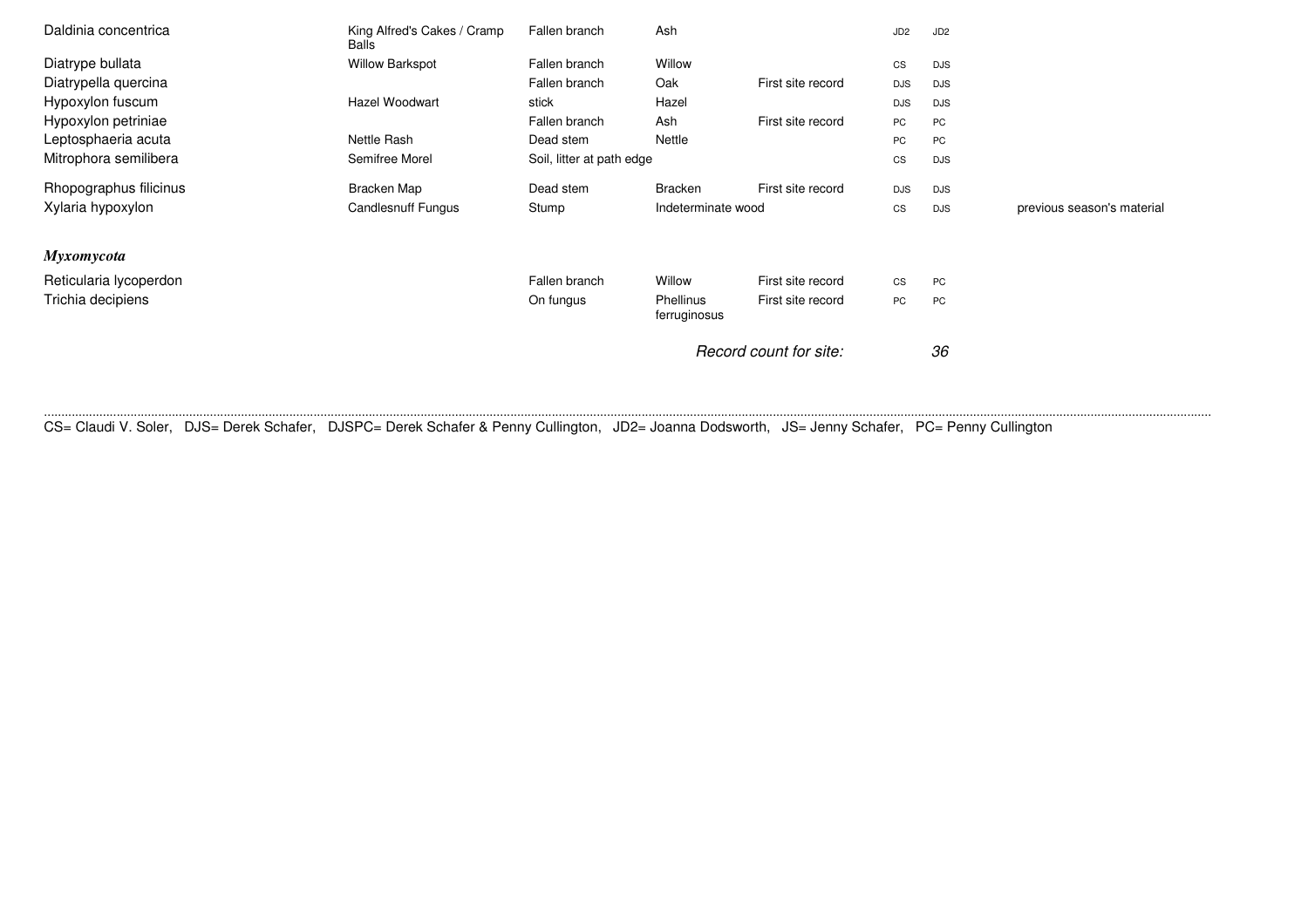| | | | | | | | |
|---|---|---|---|---|---|---|---|
| Daldinia concentrica | King Alfred's Cakes / Cramp Balls | Fallen branch | Ash | | JD2 | JD2 | |
| Diatrype bullata | Willow Barkspot | Fallen branch | Willow | | CS | DJS | |
| Diatrypella quercina | | Fallen branch | Oak | First site record | DJS | DJS | |
| Hypoxylon fuscum | Hazel Woodwart | stick | Hazel | | DJS | DJS | |
| Hypoxylon petriniae | | Fallen branch | Ash | First site record | PC | PC | |
| Leptosphaeria acuta | Nettle Rash | Dead stem | Nettle | | PC | PC | |
| Mitrophora semilibera | Semifree Morel | Soil, litter at path edge | | | CS | DJS | |
| Rhopographus filicinus | Bracken Map | Dead stem | Bracken | First site record | DJS | DJS | |
| Xylaria hypoxylon | Candlesnuff Fungus | Stump | Indeterminate wood | | CS | DJS | previous season's material |

***Myxomycota***

| | | | | | | | |
|---|---|---|---|---|---|---|---|
| Reticularia lycoperdon | | Fallen branch | Willow | First site record | CS | PC | |
| Trichia decipiens | | On fungus | Phellinus ferruginosus | First site record | PC | PC | |

*Record count for site:* *36*

CS= Claudi V. Soler, DJS= Derek Schafer, DJSPC= Derek Schafer & Penny Cullington, JD2= Joanna Dodsworth, JS= Jenny Schafer, PC= Penny Cullington